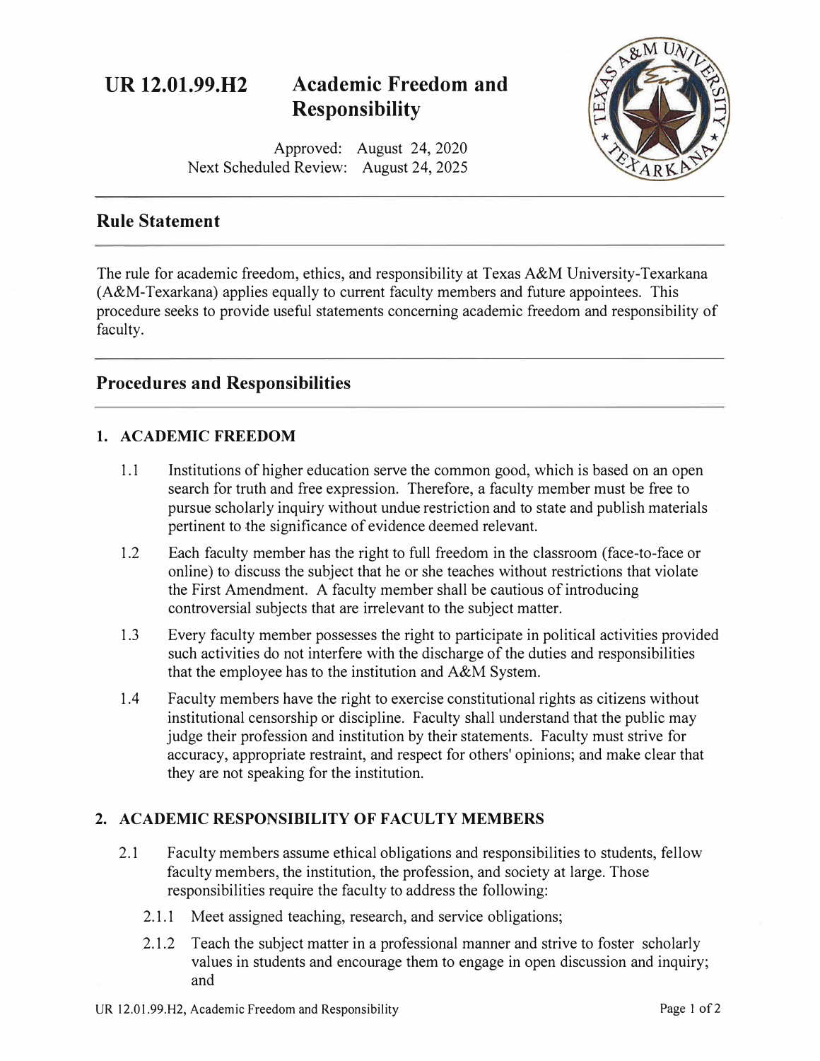# UR 12.01.99.H2 Academic Freedom and Responsibility

Approved: August 24, 2020
Next Scheduled Review: August 24, 2025

## Rule Statement

The rule for academic freedom, ethics, and responsibility at Texas A&M University-Texarkana (A&M-Texarkana) applies equally to current faculty members and future appointees. This procedure seeks to provide useful statements concerning academic freedom and responsibility of faculty.

## Procedures and Responsibilities

### 1. ACADEMIC FREEDOM

1.1 Institutions of higher education serve the common good, which is based on an open search for truth and free expression. Therefore, a faculty member must be free to pursue scholarly inquiry without undue restriction and to state and publish materials pertinent to the significance of evidence deemed relevant.

1.2 Each faculty member has the right to full freedom in the classroom (face-to-face or online) to discuss the subject that he or she teaches without restrictions that violate the First Amendment. A faculty member shall be cautious of introducing controversial subjects that are irrelevant to the subject matter.

1.3 Every faculty member possesses the right to participate in political activities provided such activities do not interfere with the discharge of the duties and responsibilities that the employee has to the institution and A&M System.

1.4 Faculty members have the right to exercise constitutional rights as citizens without institutional censorship or discipline. Faculty shall understand that the public may judge their profession and institution by their statements. Faculty must strive for accuracy, appropriate restraint, and respect for others' opinions; and make clear that they are not speaking for the institution.

### 2. ACADEMIC RESPONSIBILITY OF FACULTY MEMBERS

2.1 Faculty members assume ethical obligations and responsibilities to students, fellow faculty members, the institution, the profession, and society at large. Those responsibilities require the faculty to address the following:

2.1.1 Meet assigned teaching, research, and service obligations;

2.1.2 Teach the subject matter in a professional manner and strive to foster scholarly values in students and encourage them to engage in open discussion and inquiry; and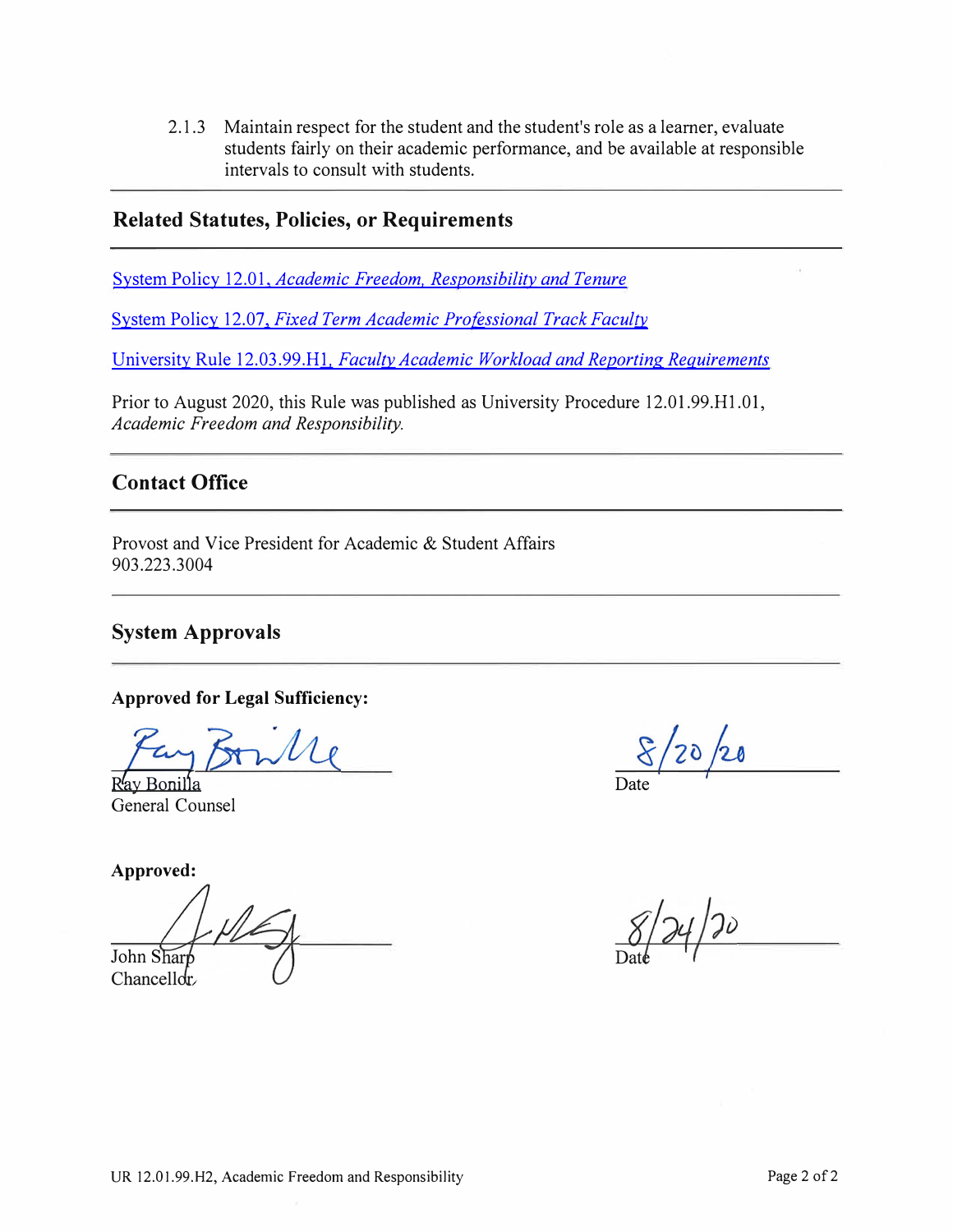2.1.3 Maintain respect for the student and the student's role as a learner, evaluate students fairly on their academic performance, and be available at responsible intervals to consult with students.

## Related Statutes, Policies, or Requirements

System Policy 12.01, *Academic Freedom, Responsibility and Tenure*

System Policy 12.07, *Fixed Term Academic Professional Track Faculty*

University Rule 12.03.99.H1, *Faculty Academic Workload and Reporting Requirements*

Prior to August 2020, this Rule was published as University Procedure 12.01.99.H1.01, *Academic Freedom and Responsibility.*

## Contact Office

Provost and Vice President for Academic & Student Affairs
903.223.3004

## System Approvals

**Approved for Legal Sufficiency:**

Ray Bonilla
General Counsel

Date 8/20/20

**Approved:**

John Sharp
Chancellor

Date 8/24/20